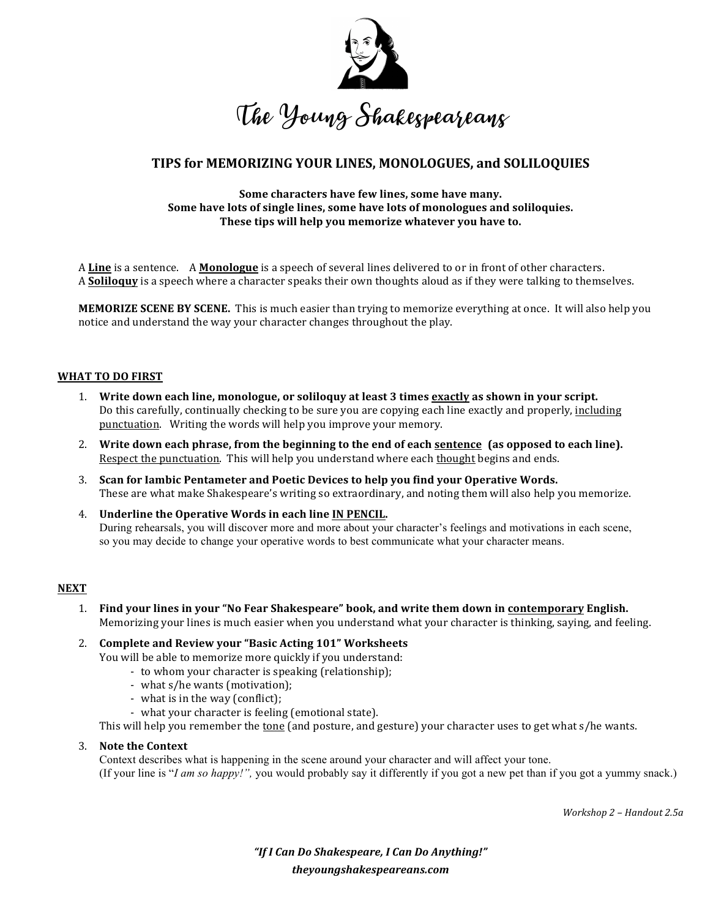# The Young Shakespeareans

## TIPS for MEMORIZING YOUR LINES, MONOLOGUES, and SOLILOQUIES

**Some characters have few lines, some have many.**
**Some have lots of single lines, some have lots of monologues and soliloquies.**
**These tips will help you memorize whatever you have to.**

A **Line** is a sentence. A **Monologue** is a speech of several lines delivered to or in front of other characters.
A **Soliloquy** is a speech where a character speaks their own thoughts aloud as if they were talking to themselves.

**MEMORIZE SCENE BY SCENE.** This is much easier than trying to memorize everything at once. It will also help you notice and understand the way your character changes throughout the play.

### WHAT TO DO FIRST

1. **Write down each line, monologue, or soliloquy at least 3 times exactly as shown in your script.**
   Do this carefully, continually checking to be sure you are copying each line exactly and properly, including punctuation. Writing the words will help you improve your memory.
2. **Write down each phrase, from the beginning to the end of each sentence (as opposed to each line).**
   Respect the punctuation. This will help you understand where each thought begins and ends.
3. **Scan for Iambic Pentameter and Poetic Devices to help you find your Operative Words.**
   These are what make Shakespeare's writing so extraordinary, and noting them will also help you memorize.
4. **Underline the Operative Words in each line IN PENCIL.**
   During rehearsals, you will discover more and more about your character's feelings and motivations in each scene, so you may decide to change your operative words to best communicate what your character means.

### NEXT

1. **Find your lines in your "No Fear Shakespeare" book, and write them down in contemporary English.**
   Memorizing your lines is much easier when you understand what your character is thinking, saying, and feeling.
2. **Complete and Review your "Basic Acting 101" Worksheets**
   You will be able to memorize more quickly if you understand:
   - to whom your character is speaking (relationship);
   - what s/he wants (motivation);
   - what is in the way (conflict);
   - what your character is feeling (emotional state).

   This will help you remember the tone (and posture, and gesture) your character uses to get what s/he wants.
3. **Note the Context**
   Context describes what is happening in the scene around your character and will affect your tone.
   (If your line is "*I am so happy!",* you would probably say it differently if you got a new pet than if you got a yummy snack.)

*Workshop 2 – Handout 2.5a*

***"If I Can Do Shakespeare, I Can Do Anything!"***
***theyoungshakespeareans.com***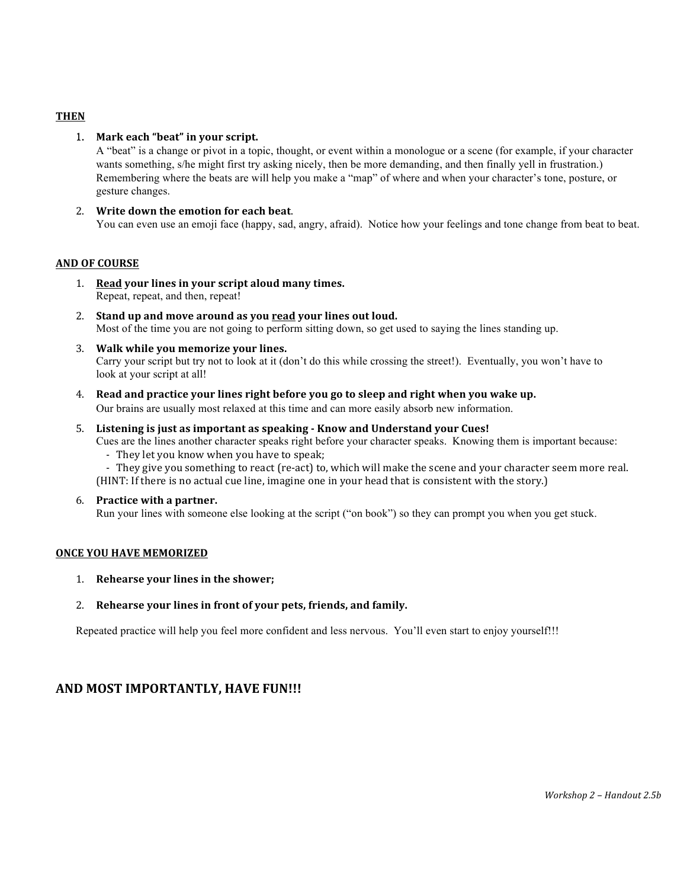**<u>THEN</u>**

1. **Mark each "beat" in your script.**
   A "beat" is a change or pivot in a topic, thought, or event within a monologue or a scene (for example, if your character wants something, s/he might first try asking nicely, then be more demanding, and then finally yell in frustration.) Remembering where the beats are will help you make a "map" of where and when your character's tone, posture, or gesture changes.

2. **Write down the emotion for each beat**.
   You can even use an emoji face (happy, sad, angry, afraid). Notice how your feelings and tone change from beat to beat.

**<u>AND OF COURSE</u>**

1. **<u>Read</u> your lines in your script aloud many times.**
   Repeat, repeat, and then, repeat!

2. **Stand up and move around as you <u>read</u> your lines out loud.**
   Most of the time you are not going to perform sitting down, so get used to saying the lines standing up.

3. **Walk while you memorize your lines.**
   Carry your script but try not to look at it (don't do this while crossing the street!). Eventually, you won't have to look at your script at all!

4. **Read and practice your lines right before you go to sleep and right when you wake up.**
   Our brains are usually most relaxed at this time and can more easily absorb new information.

5. **Listening is just as important as speaking - Know and Understand your Cues!**
   Cues are the lines another character speaks right before your character speaks. Knowing them is important because:
   - They let you know when you have to speak;
   - They give you something to react (re-act) to, which will make the scene and your character seem more real.

   (HINT: If there is no actual cue line, imagine one in your head that is consistent with the story.)

6. **Practice with a partner.**
   Run your lines with someone else looking at the script ("on book") so they can prompt you when you get stuck.

**<u>ONCE YOU HAVE MEMORIZED</u>**

1. **Rehearse your lines in the shower;**

2. **Rehearse your lines in front of your pets, friends, and family.**

Repeated practice will help you feel more confident and less nervous. You'll even start to enjoy yourself!!!

## AND MOST IMPORTANTLY, HAVE FUN!!!

*Workshop 2 – Handout 2.5b*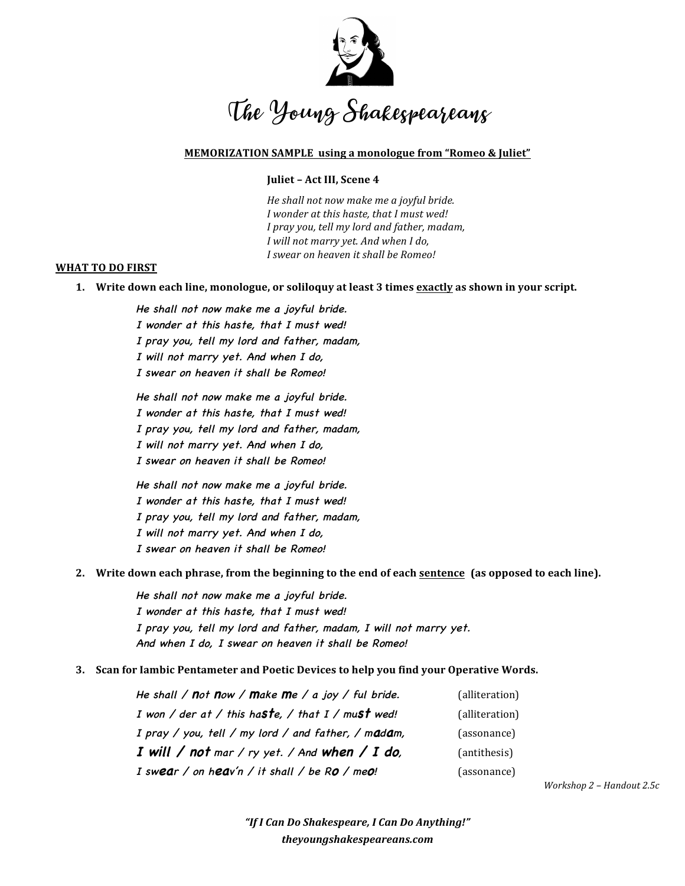# The Young Shakespeareans

**MEMORIZATION SAMPLE using a monologue from "Romeo & Juliet"**

**Juliet – Act III, Scene 4**

*He shall not now make me a joyful bride.*
*I wonder at this haste, that I must wed!*
*I pray you, tell my lord and father, madam,*
*I will not marry yet. And when I do,*
*I swear on heaven it shall be Romeo!*

**WHAT TO DO FIRST**

1. **Write down each line, monologue, or soliloquy at least 3 times exactly as shown in your script.**

   *He shall not now make me a joyful bride.*
   *I wonder at this haste, that I must wed!*
   *I pray you, tell my lord and father, madam,*
   *I will not marry yet. And when I do,*
   *I swear on heaven it shall be Romeo!*

   *He shall not now make me a joyful bride.*
   *I wonder at this haste, that I must wed!*
   *I pray you, tell my lord and father, madam,*
   *I will not marry yet. And when I do,*
   *I swear on heaven it shall be Romeo!*

   *He shall not now make me a joyful bride.*
   *I wonder at this haste, that I must wed!*
   *I pray you, tell my lord and father, madam,*
   *I will not marry yet. And when I do,*
   *I swear on heaven it shall be Romeo!*

2. **Write down each phrase, from the beginning to the end of each sentence (as opposed to each line).**

   *He shall not now make me a joyful bride.*
   *I wonder at this haste, that I must wed!*
   *I pray you, tell my lord and father, madam, I will not marry yet.*
   *And when I do, I swear on heaven it shall be Romeo!*

3. **Scan for Iambic Pentameter and Poetic Devices to help you find your Operative Words.**

   *He shall / **n**ot **n**ow / **m**ake **m**e / a joy / ful bride.* (alliteration)
   *I won / der at / this ha**st**e, / that I / mu**st** wed!* (alliteration)
   *I pray / you, tell / my lord / and father, / m**a**d**a**m,* (assonance)
   ***I will / not** mar / ry yet. / And **when / I do**,* (antithesis)
   *I sw**ea**r / on h**ea**v'n / it shall / be R**o** / me**o**!* (assonance)

*Workshop 2 – Handout 2.5c*

***"If I Can Do Shakespeare, I Can Do Anything!"***
***theyoungshakespeareans.com***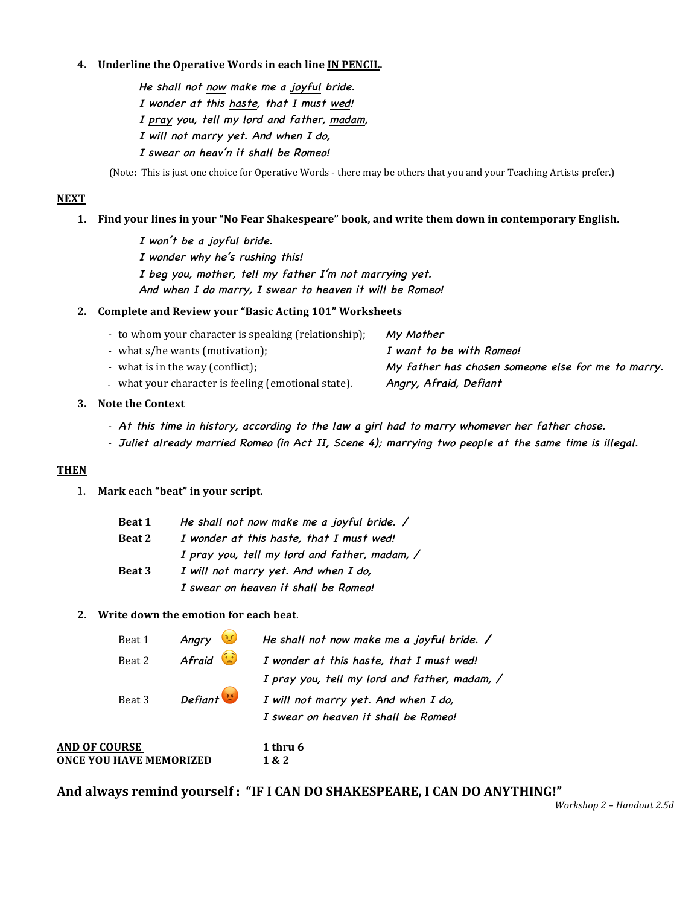4. **Underline the Operative Words in each line <u>IN PENCIL</u>.**

   *He shall not <u>now</u> make me a <u>joyful</u> bride.*
   *I wonder at this <u>haste</u>, that I must <u>wed</u>!*
   *I <u>pray</u> you, tell my lord and father, <u>madam</u>,*
   *I will not marry <u>yet</u>. And when I <u>do</u>,*
   *I swear on <u>heav'n</u> it shall be <u>Romeo</u>!*

   (Note: This is just one choice for Operative Words - there may be others that you and your Teaching Artists prefer.)

**<u>NEXT</u>**

1. **Find your lines in your "No Fear Shakespeare" book, and write them down in <u>contemporary</u> English.**

   *I won't be a joyful bride.*
   *I wonder why he's rushing this!*
   *I beg you, mother, tell my father I'm not marrying yet.*
   *And when I do marry, I swear to heaven it will be Romeo!*

2. **Complete and Review your "Basic Acting 101" Worksheets**

   - to whom your character is speaking (relationship); *My Mother*
   - what s/he wants (motivation); *I want to be with Romeo!*
   - what is in the way (conflict); *My father has chosen someone else for me to marry.*
   - what your character is feeling (emotional state). *Angry, Afraid, Defiant*

3. **Note the Context**

   - *At this time in history, according to the law a girl had to marry whomever her father chose.*
   - *Juliet already married Romeo (in Act II, Scene 4); marrying two people at the same time is illegal.*

**<u>THEN</u>**

1. **Mark each "beat" in your script.**

   **Beat 1** *He shall not now make me a joyful bride. /*
   **Beat 2** *I wonder at this haste, that I must wed!*
   *I pray you, tell my lord and father, madam, /*
   **Beat 3** *I will not marry yet. And when I do,*
   *I swear on heaven it shall be Romeo!*

2. **Write down the emotion for each beat.**

   Beat 1 *Angry* 😠 *He shall not now make me a joyful bride. /*
   Beat 2 *Afraid* 😟 *I wonder at this haste, that I must wed!*
   *I pray you, tell my lord and father, madam, /*
   Beat 3 *Defiant* 😡 *I will not marry yet. And when I do,*
   *I swear on heaven it shall be Romeo!*

**<u>AND OF COURSE</u>** **1 thru 6**
**<u>ONCE YOU HAVE MEMORIZED</u>** **1 & 2**

## And always remind yourself : "IF I CAN DO SHAKESPEARE, I CAN DO ANYTHING!"

*Workshop 2 – Handout 2.5d*